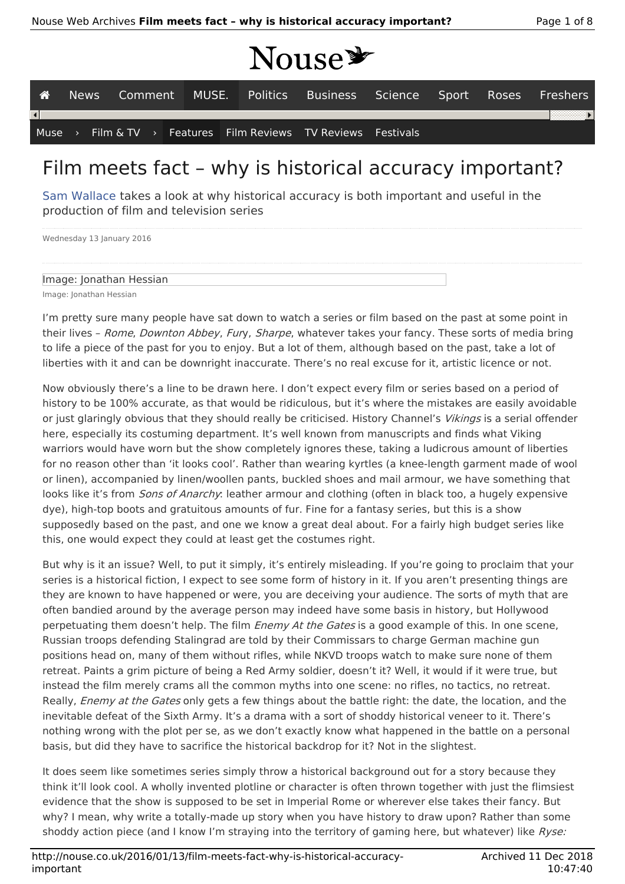# Film meets fact – why is historical accuracy important?

Sam Wallace takes a look at why historical accuracy is both important and useful in the production of film and television series

Wednesday 13 January 2016

Image: Jonathan Hessian

Image: Jonathan Hessian

I'm pretty sure many people have sat down to watch a series or film based on the past at some point in their lives – *Rome*, *Downton Abbey*, *Fury*, *Sharpe*, whatever takes your fancy. These sorts of media bring to life a piece of the past for you to enjoy. But a lot of them, although based on the past, take a lot of liberties with it and can be downright inaccurate. There's no real excuse for it, artistic licence or not.

Now obviously there's a line to be drawn here. I don't expect every film or series based on a period of history to be 100% accurate, as that would be ridiculous, but it's where the mistakes are easily avoidable or just glaringly obvious that they should really be criticised. History Channel's *Vikings* is a serial offender here, especially its costuming department. It's well known from manuscripts and finds what Viking warriors would have worn but the show completely ignores these, taking a ludicrous amount of liberties for no reason other than 'it looks cool'. Rather than wearing kyrtles (a knee-length garment made of wool or linen), accompanied by linen/woollen pants, buckled shoes and mail armour, we have something that looks like it's from *Sons of Anarchy*: leather armour and clothing (often in black too, a hugely expensive dye), high-top boots and gratuitous amounts of fur. Fine for a fantasy series, but this is a show supposedly based on the past, and one we know a great deal about. For a fairly high budget series like this, one would expect they could at least get the costumes right.

But why is it an issue? Well, to put it simply, it's entirely misleading. If you're going to proclaim that your series is a historical fiction, I expect to see some form of history in it. If you aren't presenting things are they are known to have happened or were, you are deceiving your audience. The sorts of myth that are often bandied around by the average person may indeed have some basis in history, but Hollywood perpetuating them doesn't help. The film *Enemy At the Gates* is a good example of this. In one scene, Russian troops defending Stalingrad are told by their Commissars to charge German machine gun positions head on, many of them without rifles, while NKVD troops watch to make sure none of them retreat. Paints a grim picture of being a Red Army soldier, doesn't it? Well, it would if it were true, but instead the film merely crams all the common myths into one scene: no rifles, no tactics, no retreat. Really, *Enemy at the Gates* only gets a few things about the battle right: the date, the location, and the inevitable defeat of the Sixth Army. It's a drama with a sort of shoddy historical veneer to it. There's nothing wrong with the plot per se, as we don't exactly know what happened in the battle on a personal basis, but did they have to sacrifice the historical backdrop for it? Not in the slightest.

It does seem like sometimes series simply throw a historical background out for a story because they think it'll look cool. A wholly invented plotline or character is often thrown together with just the flimsiest evidence that the show is supposed to be set in Imperial Rome or wherever else takes their fancy. But why? I mean, why write a totally-made up story when you have history to draw upon? Rather than some shoddy action piece (and I know I'm straying into the territory of gaming here, but whatever) like *Ryse:*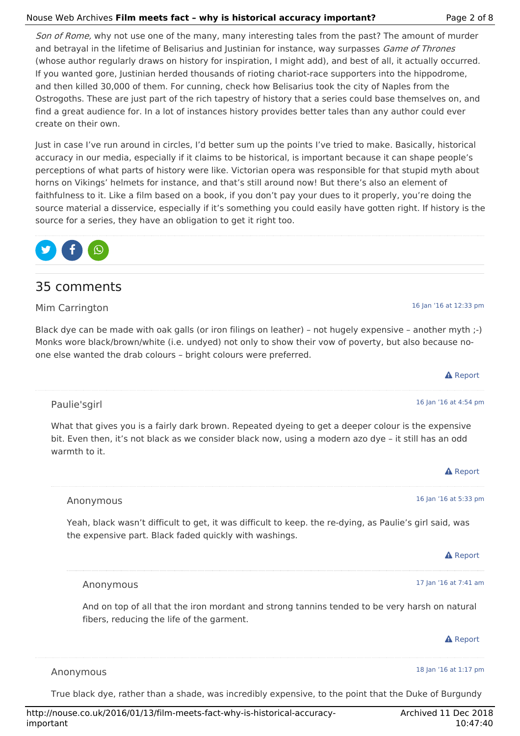*Son of Rome,* why not use one of the many, many interesting tales from the past? The amount of murder and betrayal in the lifetime of Belisarius and Justinian for instance, way surpasses *Game of Thrones* (whose author regularly draws on history for inspiration, I might add), and best of all, it actually occurred. If you wanted gore, Justinian herded thousands of rioting chariot-race supporters into the hippodrome, and then killed 30,000 of them. For cunning, check how Belisarius took the city of Naples from the Ostrogoths. These are just part of the rich tapestry of history that a series could base themselves on, and find a great audience for. In a lot of instances history provides better tales than any author could ever create on their own.

Just in case I've run around in circles, I'd better sum up the points I've tried to make. Basically, historical accuracy in our media, especially if it claims to be historical, is important because it can shape people's perceptions of what parts of history were like. Victorian opera was responsible for that stupid myth about horns on Vikings' helmets for instance, and that's still around now! But there's also an element of faithfulness to it. Like a film based on a book, if you don't pay your dues to it properly, you're doing the source material a disservice, especially if it's something you could easily have gotten right. If history is the source for a series, they have an obligation to get it right too.

## 35 comments

Mim Carrington — 16 Jan '16 at 12:33 pm

Black dye can be made with oak galls (or iron filings on leather) – not hugely expensive – another myth ;-) Monks wore black/brown/white (i.e. undyed) not only to show their vow of poverty, but also because no-one else wanted the drab colours – bright colours were preferred.

Report

> Paulie'sgirl — 16 Jan '16 at 4:54 pm
>
> What that gives you is a fairly dark brown. Repeated dyeing to get a deeper colour is the expensive bit. Even then, it's not black as we consider black now, using a modern azo dye – it still has an odd warmth to it.
>
> Report
>
> > Anonymous — 16 Jan '16 at 5:33 pm
> >
> > Yeah, black wasn't difficult to get, it was difficult to keep. the re-dying, as Paulie's girl said, was the expensive part. Black faded quickly with washings.
> >
> > Report
> >
> > > Anonymous — 17 Jan '16 at 7:41 am
> > >
> > > And on top of all that the iron mordant and strong tannins tended to be very harsh on natural fibers, reducing the life of the garment.
> > >
> > > Report
>
> Anonymous — 18 Jan '16 at 1:17 pm
>
> True black dye, rather than a shade, was incredibly expensive, to the point that the Duke of Burgundy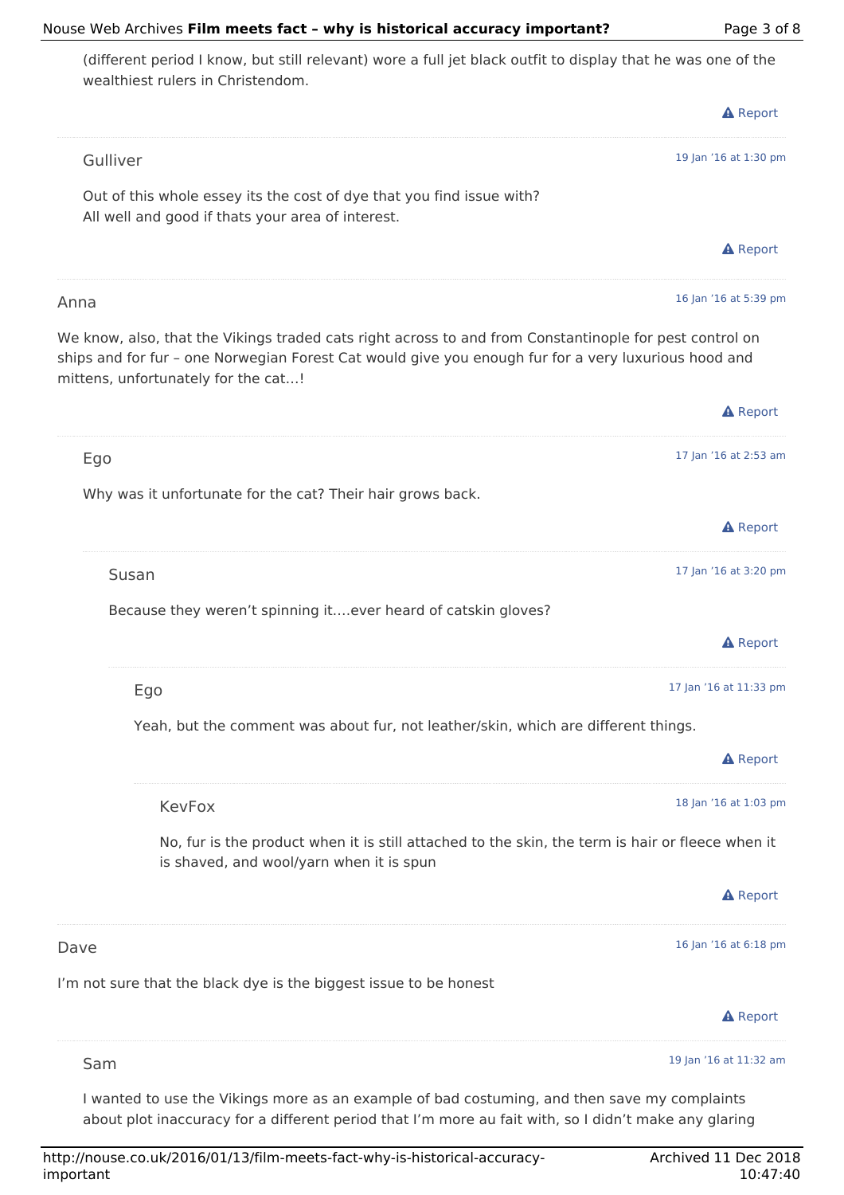(different period I know, but still relevant) wore a full jet black outfit to display that he was one of the wealthiest rulers in Christendom.

Report

---

Gulliver

19 Jan '16 at 1:30 pm

Out of this whole essey its the cost of dye that you find issue with?
All well and good if thats your area of interest.

Report

---

Anna

16 Jan '16 at 5:39 pm

We know, also, that the Vikings traded cats right across to and from Constantinople for pest control on ships and for fur – one Norwegian Forest Cat would give you enough fur for a very luxurious hood and mittens, unfortunately for the cat…!

Report

---

Ego

17 Jan '16 at 2:53 am

Why was it unfortunate for the cat? Their hair grows back.

Report

---

Susan

17 Jan '16 at 3:20 pm

Because they weren't spinning it….ever heard of catskin gloves?

Report

---

Ego

17 Jan '16 at 11:33 pm

Yeah, but the comment was about fur, not leather/skin, which are different things.

Report

---

KevFox

18 Jan '16 at 1:03 pm

No, fur is the product when it is still attached to the skin, the term is hair or fleece when it is shaved, and wool/yarn when it is spun

Report

---

Dave

16 Jan '16 at 6:18 pm

I'm not sure that the black dye is the biggest issue to be honest

Report

---

Sam

19 Jan '16 at 11:32 am

I wanted to use the Vikings more as an example of bad costuming, and then save my complaints about plot inaccuracy for a different period that I'm more au fait with, so I didn't make any glaring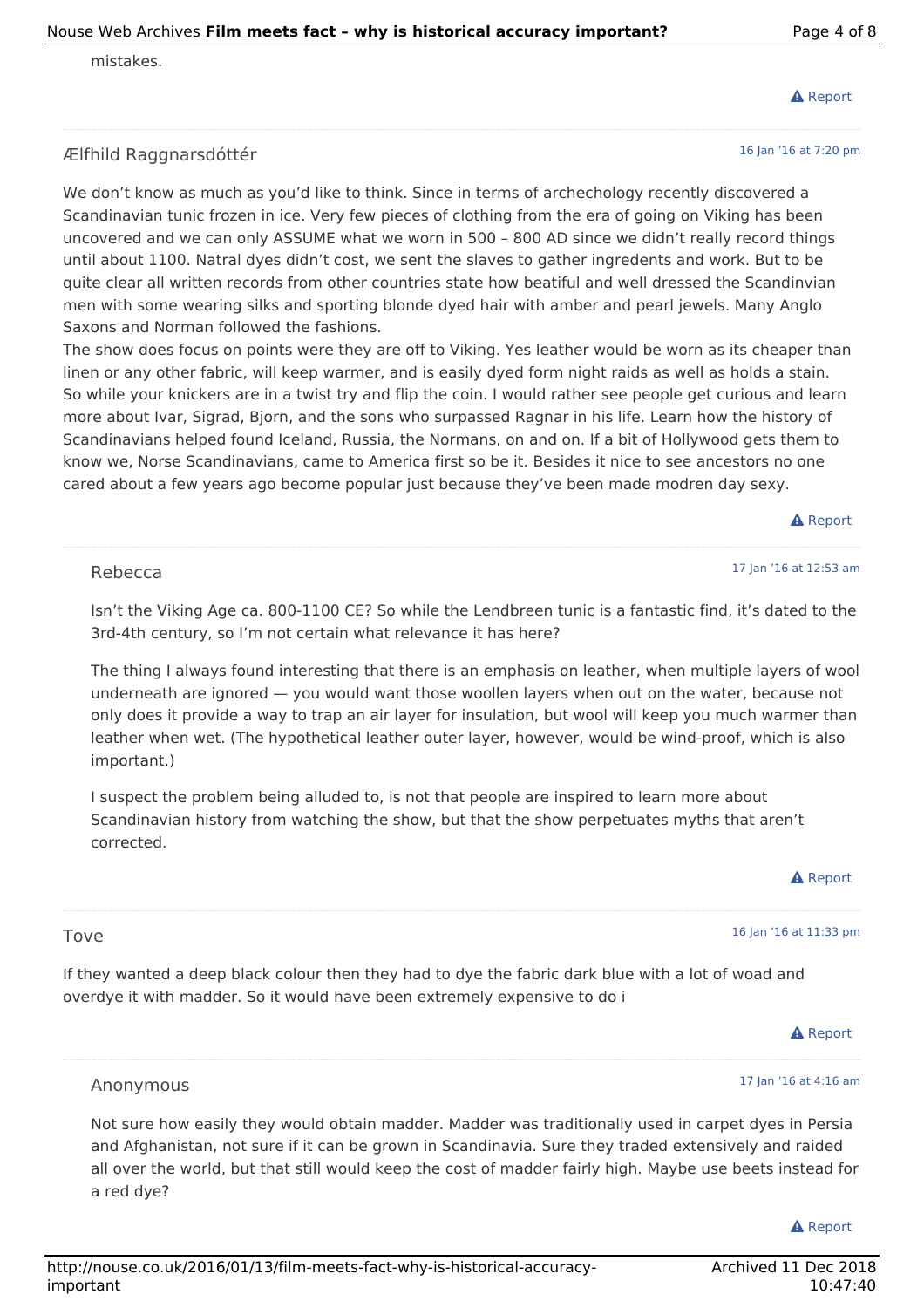mistakes.

Report

Ælfhild Raggnarsdóttér

16 Jan '16 at 7:20 pm

We don't know as much as you'd like to think. Since in terms of archechology recently discovered a Scandinavian tunic frozen in ice. Very few pieces of clothing from the era of going on Viking has been uncovered and we can only ASSUME what we worn in 500 – 800 AD since we didn't really record things until about 1100. Natral dyes didn't cost, we sent the slaves to gather ingredents and work. But to be quite clear all written records from other countries state how beatiful and well dressed the Scandinvian men with some wearing silks and sporting blonde dyed hair with amber and pearl jewels. Many Anglo Saxons and Norman followed the fashions.
The show does focus on points were they are off to Viking. Yes leather would be worn as its cheaper than linen or any other fabric, will keep warmer, and is easily dyed form night raids as well as holds a stain. So while your knickers are in a twist try and flip the coin. I would rather see people get curious and learn more about Ivar, Sigrad, Bjorn, and the sons who surpassed Ragnar in his life. Learn how the history of Scandinavians helped found Iceland, Russia, the Normans, on and on. If a bit of Hollywood gets them to know we, Norse Scandinavians, came to America first so be it. Besides it nice to see ancestors no one cared about a few years ago become popular just because they've been made modren day sexy.

Report

Rebecca

17 Jan '16 at 12:53 am

Isn't the Viking Age ca. 800-1100 CE? So while the Lendbreen tunic is a fantastic find, it's dated to the 3rd-4th century, so I'm not certain what relevance it has here?

The thing I always found interesting that there is an emphasis on leather, when multiple layers of wool underneath are ignored — you would want those woollen layers when out on the water, because not only does it provide a way to trap an air layer for insulation, but wool will keep you much warmer than leather when wet. (The hypothetical leather outer layer, however, would be wind-proof, which is also important.)

I suspect the problem being alluded to, is not that people are inspired to learn more about Scandinavian history from watching the show, but that the show perpetuates myths that aren't corrected.

Report

Tove

16 Jan '16 at 11:33 pm

If they wanted a deep black colour then they had to dye the fabric dark blue with a lot of woad and overdye it with madder. So it would have been extremely expensive to do i

Report

Anonymous

17 Jan '16 at 4:16 am

Not sure how easily they would obtain madder. Madder was traditionally used in carpet dyes in Persia and Afghanistan, not sure if it can be grown in Scandinavia. Sure they traded extensively and raided all over the world, but that still would keep the cost of madder fairly high. Maybe use beets instead for a red dye?

Report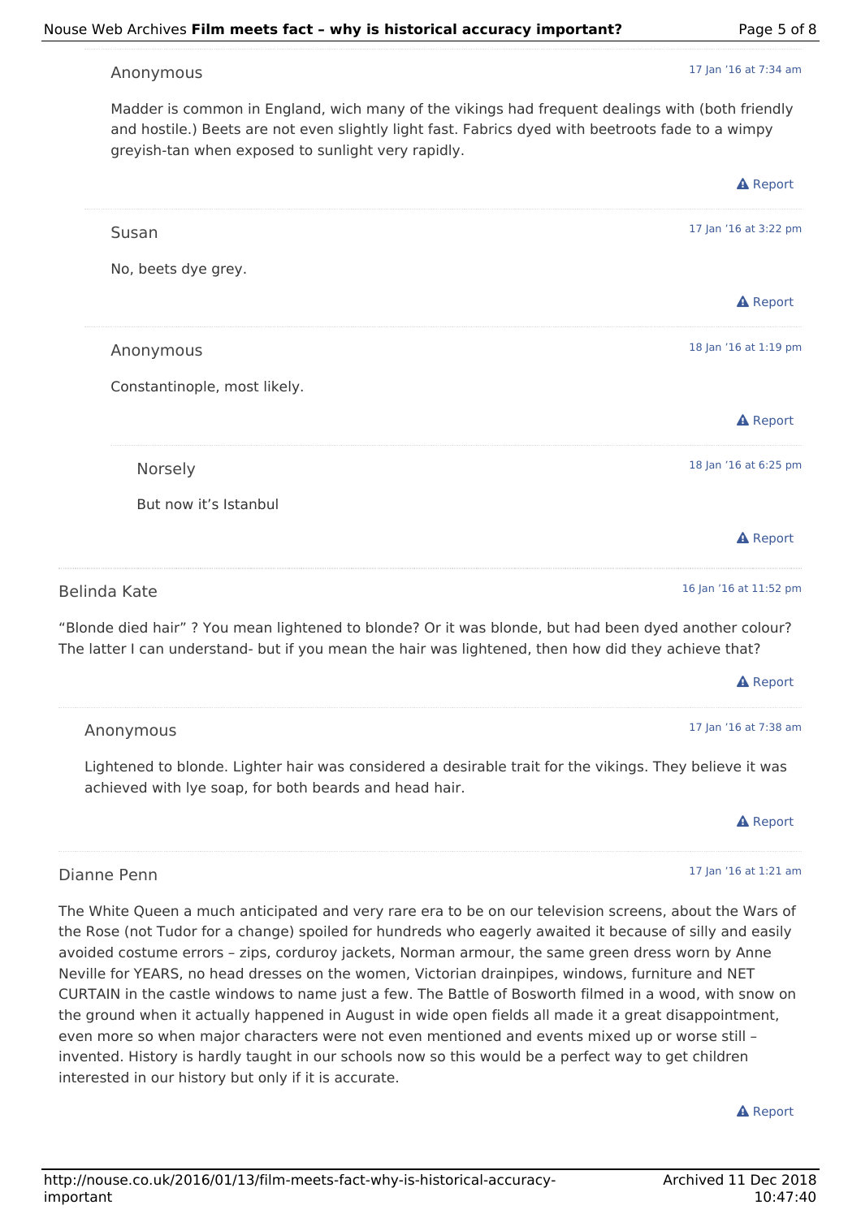Anonymous

17 Jan '16 at 7:34 am

Madder is common in England, wich many of the vikings had frequent dealings with (both friendly and hostile.) Beets are not even slightly light fast. Fabrics dyed with beetroots fade to a wimpy greyish-tan when exposed to sunlight very rapidly.

Report

Susan

17 Jan '16 at 3:22 pm

No, beets dye grey.

Report

Anonymous

18 Jan '16 at 1:19 pm

Constantinople, most likely.

Report

Norsely

18 Jan '16 at 6:25 pm

But now it's Istanbul

Report

Belinda Kate

16 Jan '16 at 11:52 pm

"Blonde died hair" ? You mean lightened to blonde? Or it was blonde, but had been dyed another colour? The latter I can understand- but if you mean the hair was lightened, then how did they achieve that?

Report

Anonymous

17 Jan '16 at 7:38 am

Lightened to blonde. Lighter hair was considered a desirable trait for the vikings. They believe it was achieved with lye soap, for both beards and head hair.

Report

Dianne Penn

17 Jan '16 at 1:21 am

The White Queen a much anticipated and very rare era to be on our television screens, about the Wars of the Rose (not Tudor for a change) spoiled for hundreds who eagerly awaited it because of silly and easily avoided costume errors – zips, corduroy jackets, Norman armour, the same green dress worn by Anne Neville for YEARS, no head dresses on the women, Victorian drainpipes, windows, furniture and NET CURTAIN in the castle windows to name just a few. The Battle of Bosworth filmed in a wood, with snow on the ground when it actually happened in August in wide open fields all made it a great disappointment, even more so when major characters were not even mentioned and events mixed up or worse still – invented. History is hardly taught in our schools now so this would be a perfect way to get children interested in our history but only if it is accurate.

Report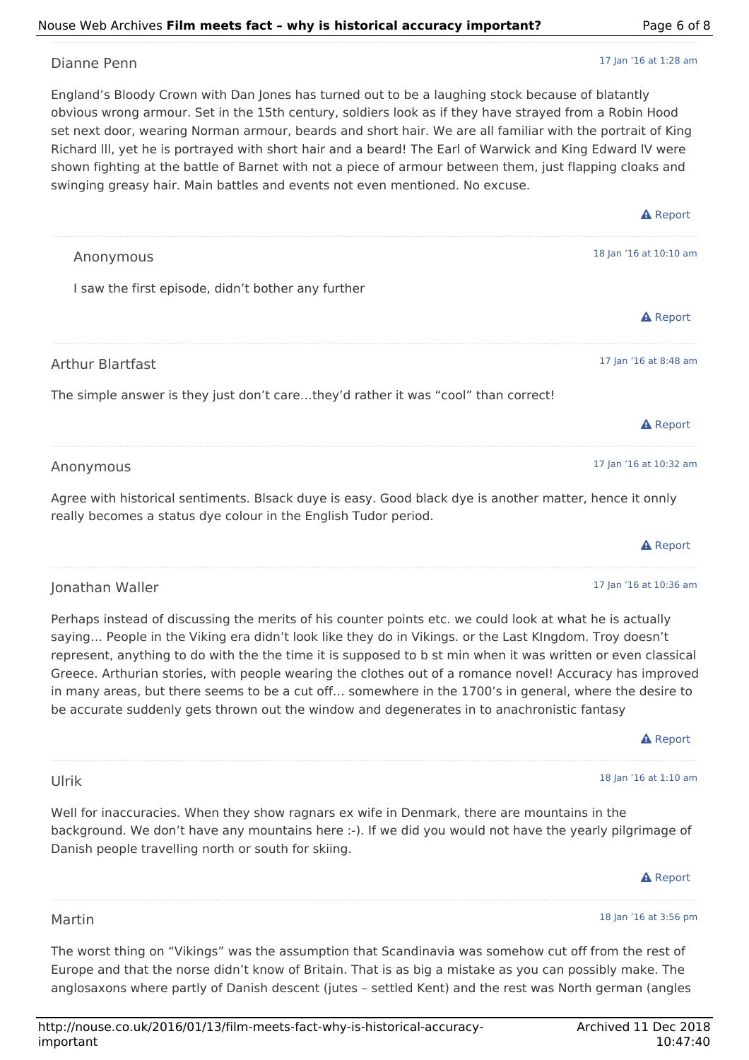Dianne Penn

17 Jan '16 at 1:28 am

England's Bloody Crown with Dan Jones has turned out to be a laughing stock because of blatantly obvious wrong armour. Set in the 15th century, soldiers look as if they have strayed from a Robin Hood set next door, wearing Norman armour, beards and short hair. We are all familiar with the portrait of King Richard III, yet he is portrayed with short hair and a beard! The Earl of Warwick and King Edward IV were shown fighting at the battle of Barnet with not a piece of armour between them, just flapping cloaks and swinging greasy hair. Main battles and events not even mentioned. No excuse.

Report

---

Anonymous

18 Jan '16 at 10:10 am

I saw the first episode, didn't bother any further

Report

---

Arthur Blartfast

17 Jan '16 at 8:48 am

The simple answer is they just don't care…they'd rather it was "cool" than correct!

Report

---

Anonymous

17 Jan '16 at 10:32 am

Agree with historical sentiments. Blsack duye is easy. Good black dye is another matter, hence it onnly really becomes a status dye colour in the English Tudor period.

Report

---

Jonathan Waller

17 Jan '16 at 10:36 am

Perhaps instead of discussing the merits of his counter points etc. we could look at what he is actually saying… People in the Viking era didn't look like they do in Vikings. or the Last KIngdom. Troy doesn't represent, anything to do with the the time it is supposed to b st min when it was written or even classical Greece. Arthurian stories, with people wearing the clothes out of a romance novel! Accuracy has improved in many areas, but there seems to be a cut off… somewhere in the 1700's in general, where the desire to be accurate suddenly gets thrown out the window and degenerates in to anachronistic fantasy

Report

---

Ulrik

18 Jan '16 at 1:10 am

Well for inaccuracies. When they show ragnars ex wife in Denmark, there are mountains in the background. We don't have any mountains here :-). If we did you would not have the yearly pilgrimage of Danish people travelling north or south for skiing.

Report

---

Martin

18 Jan '16 at 3:56 pm

The worst thing on "Vikings" was the assumption that Scandinavia was somehow cut off from the rest of Europe and that the norse didn't know of Britain. That is as big a mistake as you can possibly make. The anglosaxons where partly of Danish descent (jutes – settled Kent) and the rest was North german (angles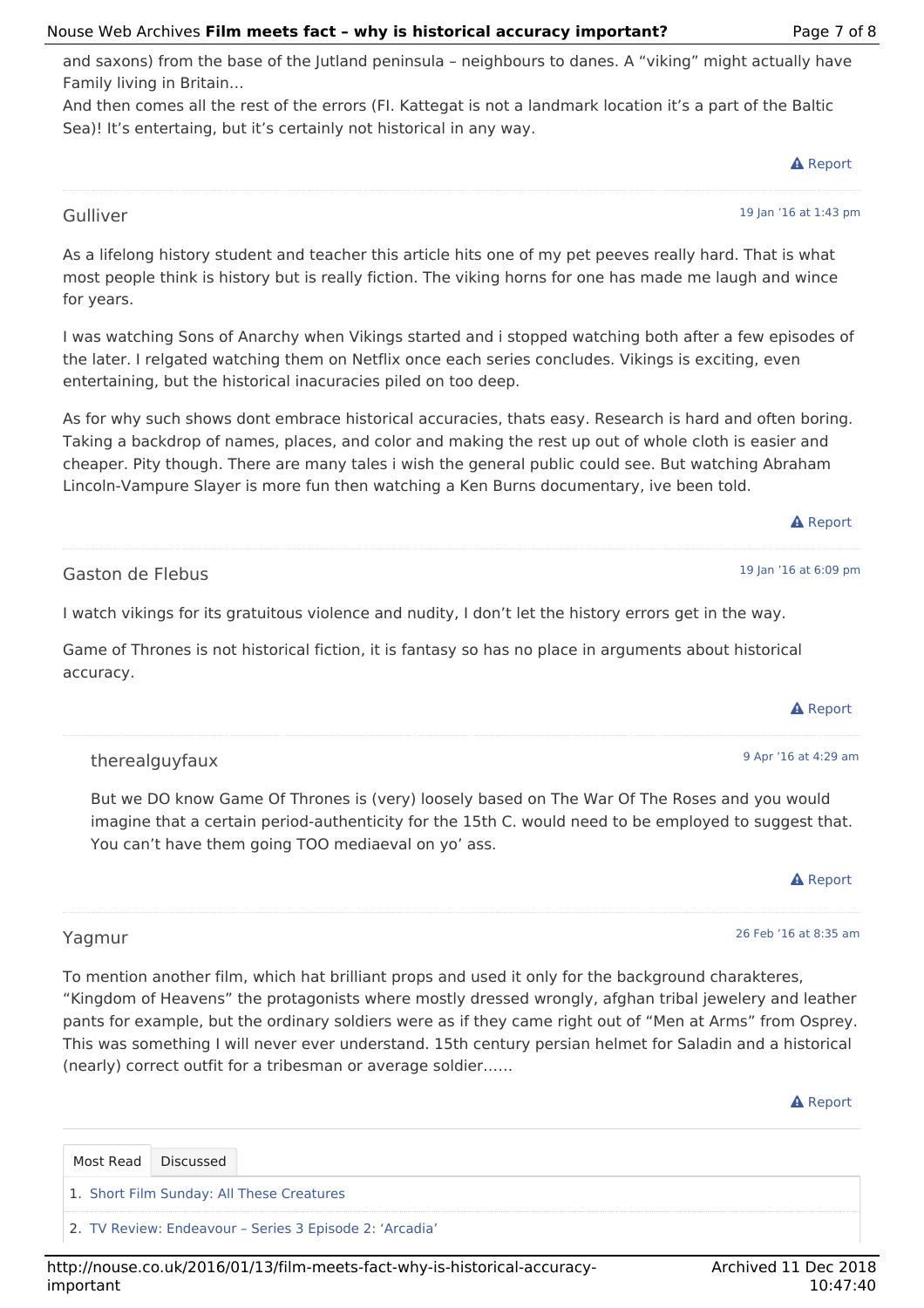and saxons) from the base of the Jutland peninsula – neighbours to danes. A "viking" might actually have Family living in Britain…

And then comes all the rest of the errors (FI. Kattegat is not a landmark location it's a part of the Baltic Sea)! It's entertaing, but it's certainly not historical in any way.

Report

Gulliver

19 Jan '16 at 1:43 pm

As a lifelong history student and teacher this article hits one of my pet peeves really hard. That is what most people think is history but is really fiction. The viking horns for one has made me laugh and wince for years.

I was watching Sons of Anarchy when Vikings started and i stopped watching both after a few episodes of the later. I relgated watching them on Netflix once each series concludes. Vikings is exciting, even entertaining, but the historical inacuracies piled on too deep.

As for why such shows dont embrace historical accuracies, thats easy. Research is hard and often boring. Taking a backdrop of names, places, and color and making the rest up out of whole cloth is easier and cheaper. Pity though. There are many tales i wish the general public could see. But watching Abraham Lincoln-Vampure Slayer is more fun then watching a Ken Burns documentary, ive been told.

Report

Gaston de Flebus

19 Jan '16 at 6:09 pm

I watch vikings for its gratuitous violence and nudity, I don't let the history errors get in the way.

Game of Thrones is not historical fiction, it is fantasy so has no place in arguments about historical accuracy.

Report

therealguyfaux

9 Apr '16 at 4:29 am

But we DO know Game Of Thrones is (very) loosely based on The War Of The Roses and you would imagine that a certain period-authenticity for the 15th C. would need to be employed to suggest that. You can't have them going TOO mediaeval on yo' ass.

Report

Yagmur

26 Feb '16 at 8:35 am

To mention another film, which hat brilliant props and used it only for the background charakteres, "Kingdom of Heavens" the protagonists where mostly dressed wrongly, afghan tribal jewelery and leather pants for example, but the ordinary soldiers were as if they came right out of "Men at Arms" from Osprey. This was something I will never ever understand. 15th century persian helmet for Saladin and a historical (nearly) correct outfit for a tribesman or average soldier……

Report

Most Read | Discussed

1. Short Film Sunday: All These Creatures
2. TV Review: Endeavour – Series 3 Episode 2: 'Arcadia'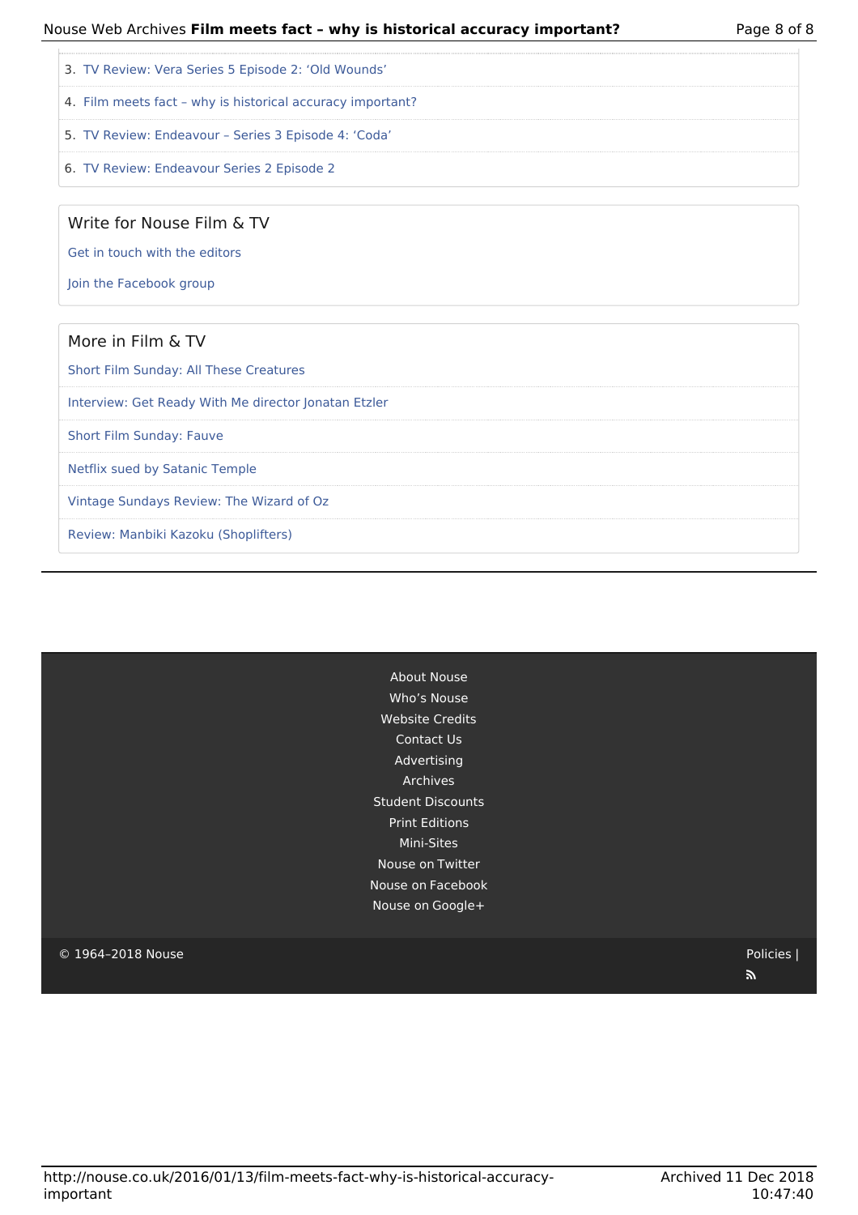3. TV Review: Vera Series 5 Episode 2: 'Old Wounds'
4. Film meets fact – why is historical accuracy important?
5. TV Review: Endeavour – Series 3 Episode 4: 'Coda'
6. TV Review: Endeavour Series 2 Episode 2

## Write for Nouse Film & TV

Get in touch with the editors

Join the Facebook group

## More in Film & TV

Short Film Sunday: All These Creatures

Interview: Get Ready With Me director Jonatan Etzler

Short Film Sunday: Fauve

Netflix sued by Satanic Temple

Vintage Sundays Review: The Wizard of Oz

Review: Manbiki Kazoku (Shoplifters)

About Nouse
Who's Nouse
Website Credits
Contact Us
Advertising
Archives
Student Discounts
Print Editions
Mini-Sites
Nouse on Twitter
Nouse on Facebook
Nouse on Google+

© 1964–2018 Nouse

Policies |